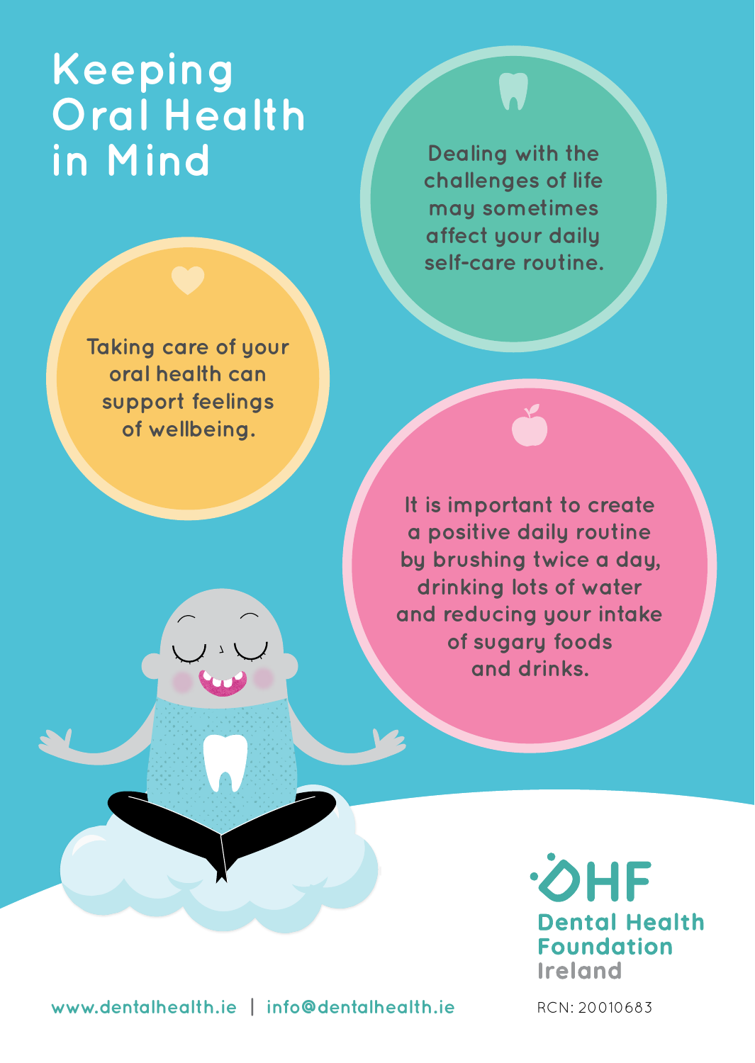# Keeping Oral Health in Mind

Dealing with the challenges of life may sometimes affect your daily self-care routine.

Taking care of your oral health can support feelings of wellbeing.

It is important to create a positive daily routine by brushing twice a day, drinking lots of water and reducing your intake of sugary foods and drinks.

DHF Dental Health Foundation Ireland

www.dentalhealth.ie | info@dentalhealth.ie

RCN: 20010683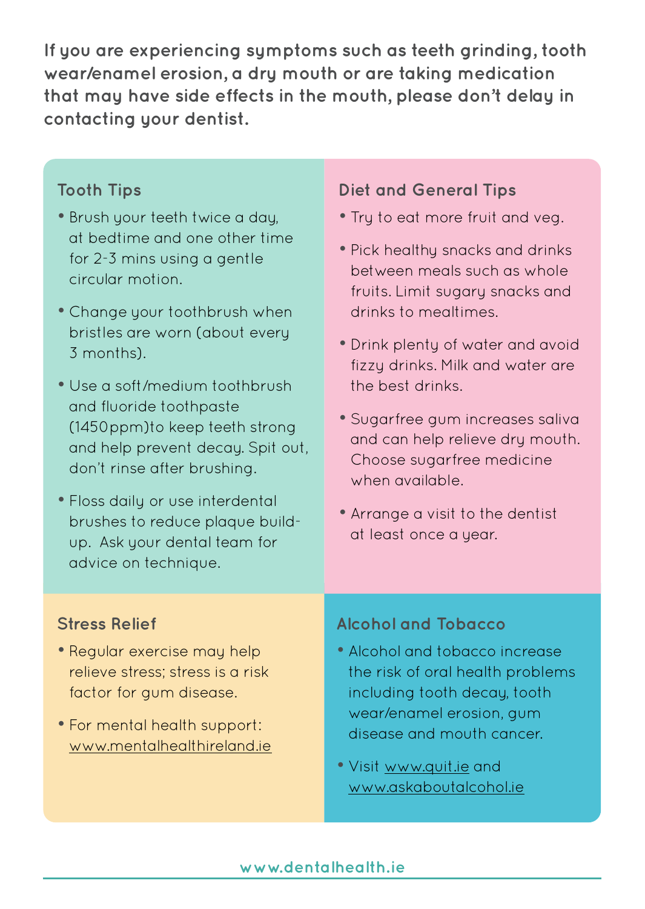**If you are experiencing symptoms such as teeth grinding, tooth wear/enamel erosion, a dry mouth or are taking medication that may have side effects in the mouth, please don't delay in contacting your dentist.**

## Tooth Tips

- Brush your teeth twice a day, at bedtime and one other time for 2-3 mins using a gentle circular motion.
- Change your toothbrush when bristles are worn (about every 3 months).
- Use a soft/medium toothbrush and fluoride toothpaste (1450ppm)to keep teeth strong and help prevent decay. Spit out, don't rinse after brushing.
- Floss daily or use interdental brushes to reduce plaque build-up. Ask your dental team for advice on technique.

## Diet and General Tips

- Try to eat more fruit and veg.
- Pick healthy snacks and drinks between meals such as whole fruits. Limit sugary snacks and drinks to mealtimes.
- Drink plenty of water and avoid fizzy drinks. Milk and water are the best drinks.
- Sugarfree gum increases saliva and can help relieve dry mouth. Choose sugarfree medicine when available.
- Arrange a visit to the dentist at least once a year.

## Stress Relief

- Regular exercise may help relieve stress; stress is a risk factor for gum disease.
- For mental health support: www.mentalhealthireland.ie

## Alcohol and Tobacco

- Alcohol and tobacco increase the risk of oral health problems including tooth decay, tooth wear/enamel erosion, gum disease and mouth cancer.
- Visit www.quit.ie and www.askaboutalcohol.ie

www.dentalhealth.ie